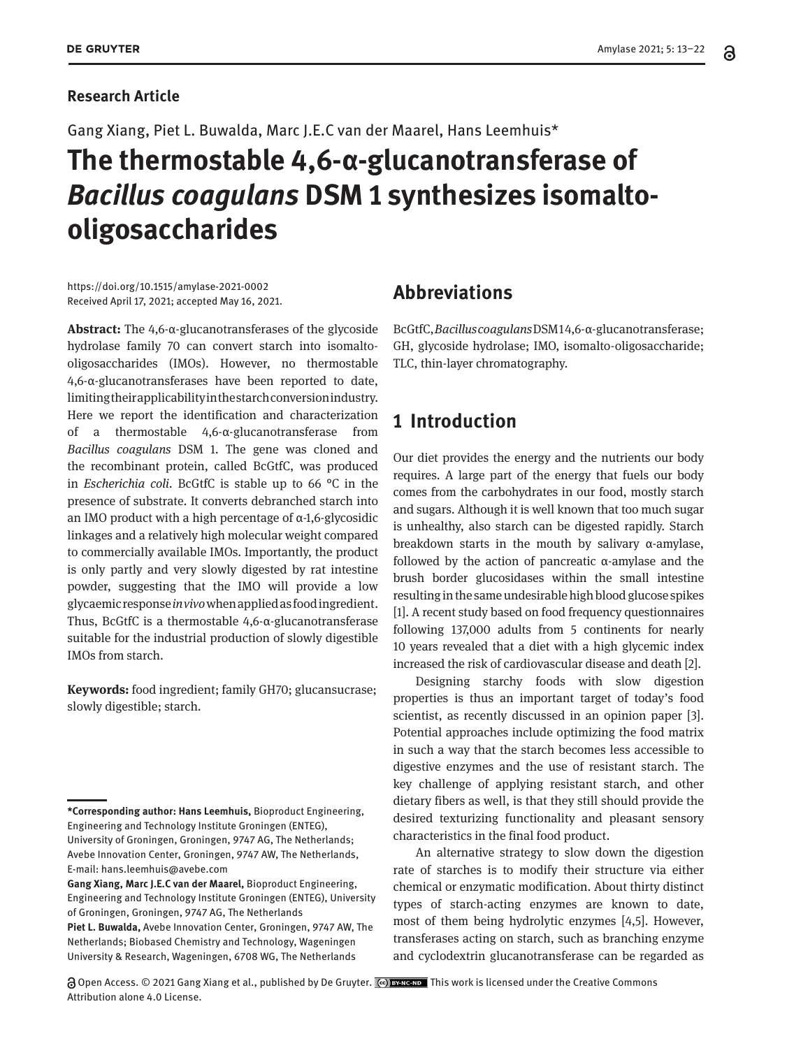**Research Article**

Gang Xiang, Piet L. Buwalda, Marc J.E.C van der Maarel, Hans Leemhuis*

# The thermostable 4,6-α-glucanotransferase of *Bacillus coagulans* DSM 1 synthesizes isomalto-oligosaccharides

https://doi.org/10.1515/amylase-2021-0002
Received April 17, 2021; accepted May 16, 2021.

**Abstract:** The 4,6-α-glucanotransferases of the glycoside hydrolase family 70 can convert starch into isomalto-oligosaccharides (IMOs). However, no thermostable 4,6-α-glucanotransferases have been reported to date, limiting their applicability in the starch conversion industry. Here we report the identification and characterization of a thermostable 4,6-α-glucanotransferase from *Bacillus coagulans* DSM 1. The gene was cloned and the recombinant protein, called BcGtfC, was produced in *Escherichia coli*. BcGtfC is stable up to 66 °C in the presence of substrate. It converts debranched starch into an IMO product with a high percentage of α-1,6-glycosidic linkages and a relatively high molecular weight compared to commercially available IMOs. Importantly, the product is only partly and very slowly digested by rat intestine powder, suggesting that the IMO will provide a low glycaemic response *in vivo* when applied as food ingredient. Thus, BcGtfC is a thermostable 4,6-α-glucanotransferase suitable for the industrial production of slowly digestible IMOs from starch.

**Keywords:** food ingredient; family GH70; glucansucrase; slowly digestible; starch.

**\*Corresponding author: Hans Leemhuis,** Bioproduct Engineering, Engineering and Technology Institute Groningen (ENTEG), University of Groningen, Groningen, 9747 AG, The Netherlands; Avebe Innovation Center, Groningen, 9747 AW, The Netherlands, E-mail: hans.leemhuis@avebe.com

**Gang Xiang, Marc J.E.C van der Maarel,** Bioproduct Engineering, Engineering and Technology Institute Groningen (ENTEG), University of Groningen, Groningen, 9747 AG, The Netherlands

**Piet L. Buwalda,** Avebe Innovation Center, Groningen, 9747 AW, The Netherlands; Biobased Chemistry and Technology, Wageningen University & Research, Wageningen, 6708 WG, The Netherlands

## Abbreviations

BcGtfC, *Bacillus coagulans* DSM1 4,6-α-glucanotransferase; GH, glycoside hydrolase; IMO, isomalto-oligosaccharide; TLC, thin-layer chromatography.

## 1 Introduction

Our diet provides the energy and the nutrients our body requires. A large part of the energy that fuels our body comes from the carbohydrates in our food, mostly starch and sugars. Although it is well known that too much sugar is unhealthy, also starch can be digested rapidly. Starch breakdown starts in the mouth by salivary α-amylase, followed by the action of pancreatic α-amylase and the brush border glucosidases within the small intestine resulting in the same undesirable high blood glucose spikes [1]. A recent study based on food frequency questionnaires following 137,000 adults from 5 continents for nearly 10 years revealed that a diet with a high glycemic index increased the risk of cardiovascular disease and death [2].

Designing starchy foods with slow digestion properties is thus an important target of today's food scientist, as recently discussed in an opinion paper [3]. Potential approaches include optimizing the food matrix in such a way that the starch becomes less accessible to digestive enzymes and the use of resistant starch. The key challenge of applying resistant starch, and other dietary fibers as well, is that they still should provide the desired texturizing functionality and pleasant sensory characteristics in the final food product.

An alternative strategy to slow down the digestion rate of starches is to modify their structure via either chemical or enzymatic modification. About thirty distinct types of starch-acting enzymes are known to date, most of them being hydrolytic enzymes [4,5]. However, transferases acting on starch, such as branching enzyme and cyclodextrin glucanotransferase can be regarded as

Open Access. © 2021 Gang Xiang et al., published by De Gruyter. This work is licensed under the Creative Commons Attribution alone 4.0 License.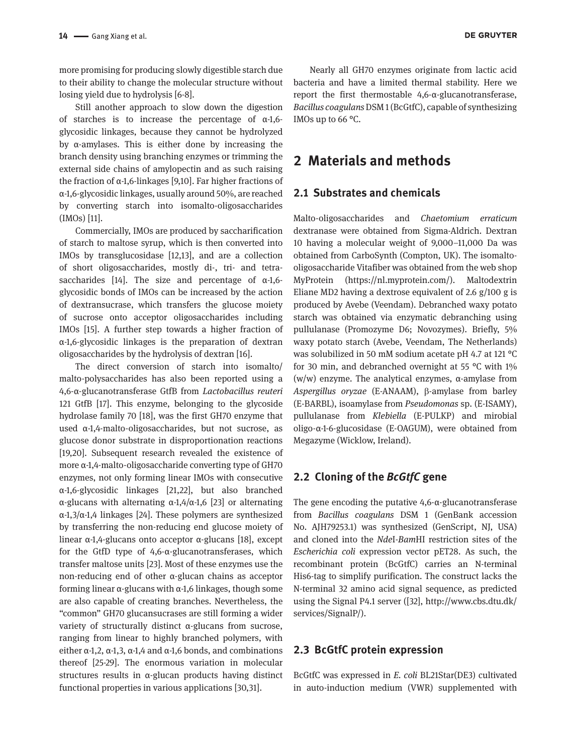more promising for producing slowly digestible starch due to their ability to change the molecular structure without losing yield due to hydrolysis [6-8].

Still another approach to slow down the digestion of starches is to increase the percentage of α-1,6-glycosidic linkages, because they cannot be hydrolyzed by α-amylases. This is either done by increasing the branch density using branching enzymes or trimming the external side chains of amylopectin and as such raising the fraction of α-1,6-linkages [9,10]. Far higher fractions of α-1,6-glycosidic linkages, usually around 50%, are reached by converting starch into isomalto-oligosaccharides (IMOs) [11].

Commercially, IMOs are produced by saccharification of starch to maltose syrup, which is then converted into IMOs by transglucosidase [12,13], and are a collection of short oligosaccharides, mostly di-, tri- and tetra-saccharides [14]. The size and percentage of α-1,6-glycosidic bonds of IMOs can be increased by the action of dextransucrase, which transfers the glucose moiety of sucrose onto acceptor oligosaccharides including IMOs [15]. A further step towards a higher fraction of α-1,6-glycosidic linkages is the preparation of dextran oligosaccharides by the hydrolysis of dextran [16].

The direct conversion of starch into isomalto/malto-polysaccharides has also been reported using a 4,6-α-glucanotransferase GtfB from *Lactobacillus reuteri* 121 GtfB [17]. This enzyme, belonging to the glycoside hydrolase family 70 [18], was the first GH70 enzyme that used α-1,4-malto-oligosaccharides, but not sucrose, as glucose donor substrate in disproportionation reactions [19,20]. Subsequent research revealed the existence of more α-1,4-malto-oligosaccharide converting type of GH70 enzymes, not only forming linear IMOs with consecutive α-1,6-glycosidic linkages [21,22], but also branched α-glucans with alternating α-1,4/α-1,6 [23] or alternating α-1,3/α-1,4 linkages [24]. These polymers are synthesized by transferring the non-reducing end glucose moiety of linear α-1,4-glucans onto acceptor α-glucans [18], except for the GtfD type of 4,6-α-glucanotransferases, which transfer maltose units [23]. Most of these enzymes use the non-reducing end of other α-glucan chains as acceptor forming linear α-glucans with α-1,6 linkages, though some are also capable of creating branches. Nevertheless, the "common" GH70 glucansucrases are still forming a wider variety of structurally distinct α-glucans from sucrose, ranging from linear to highly branched polymers, with either α-1,2, α-1,3, α-1,4 and α-1,6 bonds, and combinations thereof [25-29]. The enormous variation in molecular structures results in α-glucan products having distinct functional properties in various applications [30,31].

Nearly all GH70 enzymes originate from lactic acid bacteria and have a limited thermal stability. Here we report the first thermostable 4,6-α-glucanotransferase, *Bacillus coagulans* DSM 1 (BcGtfC), capable of synthesizing IMOs up to 66 °C.

# 2 Materials and methods

## 2.1 Substrates and chemicals

Malto-oligosaccharides and *Chaetomium erraticum* dextranase were obtained from Sigma-Aldrich. Dextran 10 having a molecular weight of 9,000–11,000 Da was obtained from CarboSynth (Compton, UK). The isomalto-oligosaccharide Vitafiber was obtained from the web shop MyProtein (https://nl.myprotein.com/). Maltodextrin Eliane MD2 having a dextrose equivalent of 2.6 g/100 g is produced by Avebe (Veendam). Debranched waxy potato starch was obtained via enzymatic debranching using pullulanase (Promozyme D6; Novozymes). Briefly, 5% waxy potato starch (Avebe, Veendam, The Netherlands) was solubilized in 50 mM sodium acetate pH 4.7 at 121 °C for 30 min, and debranched overnight at 55 °C with 1% (w/w) enzyme. The analytical enzymes, α-amylase from *Aspergillus oryzae* (E-ANAAM), β-amylase from barley (E-BARBL), isoamylase from *Pseudomonas* sp. (E-ISAMY), pullulanase from *Klebiella* (E-PULKP) and mirobial oligo-α-1-6-glucosidase (E-OAGUM), were obtained from Megazyme (Wicklow, Ireland).

## 2.2 Cloning of the *BcGtfC* gene

The gene encoding the putative 4,6-α-glucanotransferase from *Bacillus coagulans* DSM 1 (GenBank accession No. AJH79253.1) was synthesized (GenScript, NJ, USA) and cloned into the *Nde*I-*Bam*HI restriction sites of the *Escherichia coli* expression vector pET28. As such, the recombinant protein (BcGtfC) carries an N-terminal His6-tag to simplify purification. The construct lacks the N-terminal 32 amino acid signal sequence, as predicted using the Signal P4.1 server ([32], http://www.cbs.dtu.dk/services/SignalP/).

## 2.3 BcGtfC protein expression

BcGtfC was expressed in *E. coli* BL21Star(DE3) cultivated in auto-induction medium (VWR) supplemented with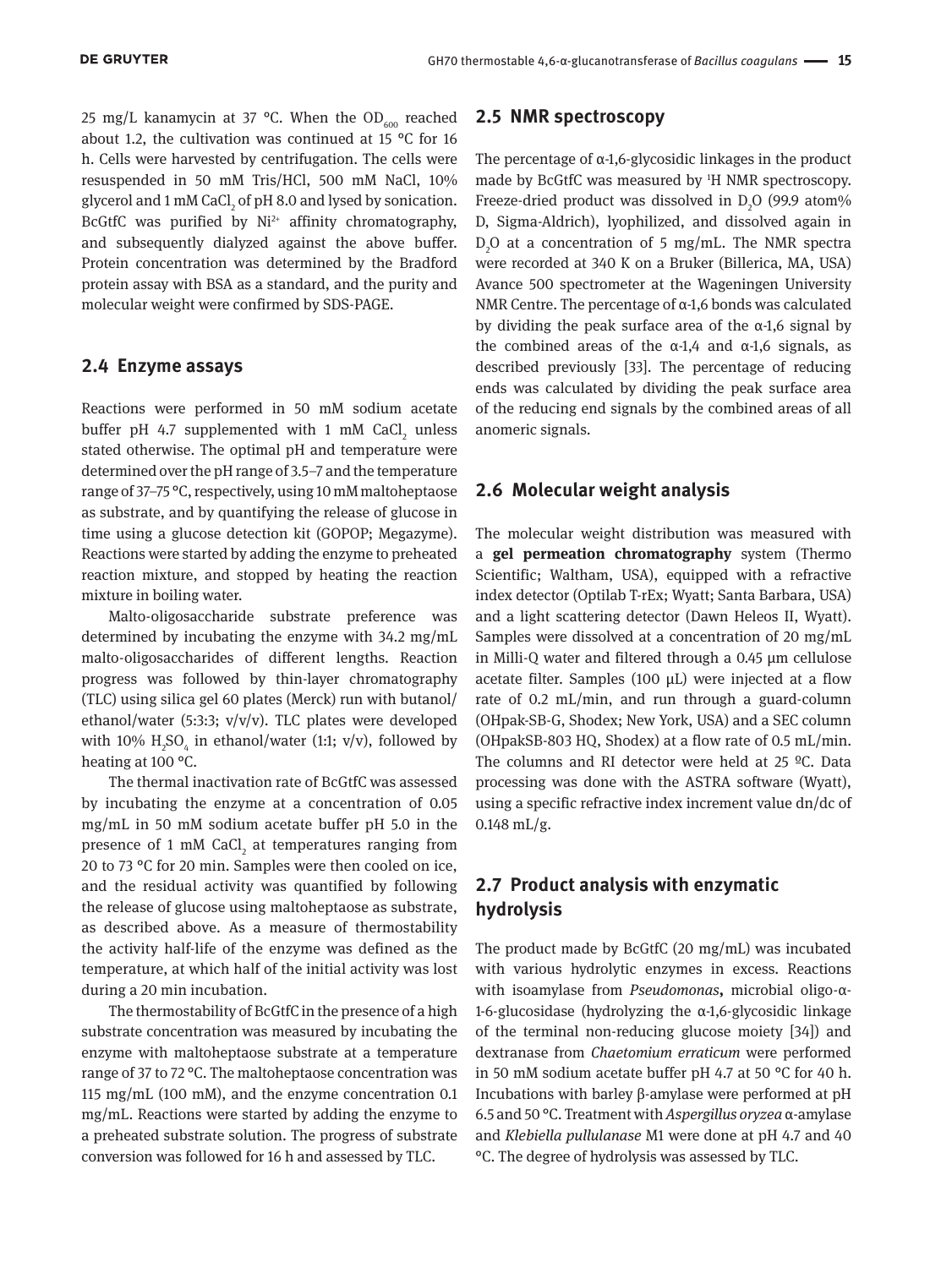25 mg/L kanamycin at 37 °C. When the $OD_{600}$ reached about 1.2, the cultivation was continued at 15 °C for 16 h. Cells were harvested by centrifugation. The cells were resuspended in 50 mM Tris/HCl, 500 mM NaCl, 10% glycerol and 1 mM $CaCl_2$ of pH 8.0 and lysed by sonication. BcGtfC was purified by $Ni^{2+}$ affinity chromatography, and subsequently dialyzed against the above buffer. Protein concentration was determined by the Bradford protein assay with BSA as a standard, and the purity and molecular weight were confirmed by SDS-PAGE.

## 2.4 Enzyme assays

Reactions were performed in 50 mM sodium acetate buffer pH 4.7 supplemented with 1 mM $CaCl_2$ unless stated otherwise. The optimal pH and temperature were determined over the pH range of 3.5–7 and the temperature range of 37–75 °C, respectively, using 10 mM maltoheptaose as substrate, and by quantifying the release of glucose in time using a glucose detection kit (GOPOP; Megazyme). Reactions were started by adding the enzyme to preheated reaction mixture, and stopped by heating the reaction mixture in boiling water.

Malto-oligosaccharide substrate preference was determined by incubating the enzyme with 34.2 mg/mL malto-oligosaccharides of different lengths. Reaction progress was followed by thin-layer chromatography (TLC) using silica gel 60 plates (Merck) run with butanol/ethanol/water (5:3:3; v/v/v). TLC plates were developed with 10% $H_2SO_4$ in ethanol/water (1:1; v/v), followed by heating at 100 °C.

The thermal inactivation rate of BcGtfC was assessed by incubating the enzyme at a concentration of 0.05 mg/mL in 50 mM sodium acetate buffer pH 5.0 in the presence of 1 mM $CaCl_2$ at temperatures ranging from 20 to 73 °C for 20 min. Samples were then cooled on ice, and the residual activity was quantified by following the release of glucose using maltoheptaose as substrate, as described above. As a measure of thermostability the activity half-life of the enzyme was defined as the temperature, at which half of the initial activity was lost during a 20 min incubation.

The thermostability of BcGtfC in the presence of a high substrate concentration was measured by incubating the enzyme with maltoheptaose substrate at a temperature range of 37 to 72 °C. The maltoheptaose concentration was 115 mg/mL (100 mM), and the enzyme concentration 0.1 mg/mL. Reactions were started by adding the enzyme to a preheated substrate solution. The progress of substrate conversion was followed for 16 h and assessed by TLC.

## 2.5 NMR spectroscopy

The percentage of α-1,6-glycosidic linkages in the product made by BcGtfC was measured by $^1$H NMR spectroscopy. Freeze-dried product was dissolved in $D_2O$ (99.9 atom% D, Sigma-Aldrich), lyophilized, and dissolved again in $D_2O$ at a concentration of 5 mg/mL. The NMR spectra were recorded at 340 K on a Bruker (Billerica, MA, USA) Avance 500 spectrometer at the Wageningen University NMR Centre. The percentage of α-1,6 bonds was calculated by dividing the peak surface area of the α-1,6 signal by the combined areas of the α-1,4 and α-1,6 signals, as described previously [33]. The percentage of reducing ends was calculated by dividing the peak surface area of the reducing end signals by the combined areas of all anomeric signals.

## 2.6 Molecular weight analysis

The molecular weight distribution was measured with a **gel permeation chromatography** system (Thermo Scientific; Waltham, USA), equipped with a refractive index detector (Optilab T-rEx; Wyatt; Santa Barbara, USA) and a light scattering detector (Dawn Heleos II, Wyatt). Samples were dissolved at a concentration of 20 mg/mL in Milli-Q water and filtered through a 0.45 μm cellulose acetate filter. Samples (100 μL) were injected at a flow rate of 0.2 mL/min, and run through a guard-column (OHpak-SB-G, Shodex; New York, USA) and a SEC column (OHpakSB-803 HQ, Shodex) at a flow rate of 0.5 mL/min. The columns and RI detector were held at 25 ºC. Data processing was done with the ASTRA software (Wyatt), using a specific refractive index increment value dn/dc of 0.148 mL/g.

## 2.7 Product analysis with enzymatic hydrolysis

The product made by BcGtfC (20 mg/mL) was incubated with various hydrolytic enzymes in excess. Reactions with isoamylase from *Pseudomonas***,** microbial oligo-α-1-6-glucosidase (hydrolyzing the α-1,6-glycosidic linkage of the terminal non-reducing glucose moiety [34]) and dextranase from *Chaetomium erraticum* were performed in 50 mM sodium acetate buffer pH 4.7 at 50 °C for 40 h. Incubations with barley β-amylase were performed at pH 6.5 and 50 °C. Treatment with *Aspergillus oryzea* α-amylase and *Klebiella pullulanase* M1 were done at pH 4.7 and 40 °C. The degree of hydrolysis was assessed by TLC.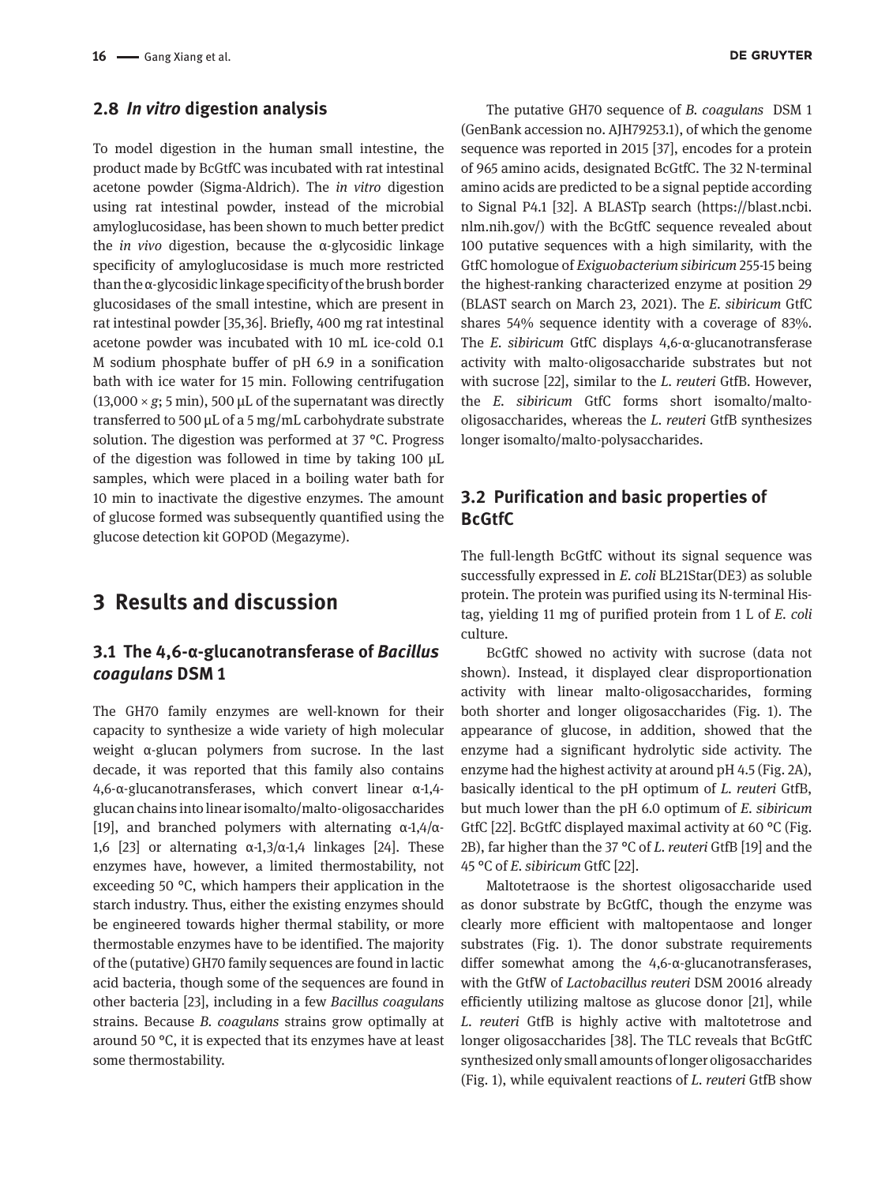## 2.8 *In vitro* digestion analysis

To model digestion in the human small intestine, the product made by BcGtfC was incubated with rat intestinal acetone powder (Sigma-Aldrich). The *in vitro* digestion using rat intestinal powder, instead of the microbial amyloglucosidase, has been shown to much better predict the *in vivo* digestion, because the α-glycosidic linkage specificity of amyloglucosidase is much more restricted than the α-glycosidic linkage specificity of the brush border glucosidases of the small intestine, which are present in rat intestinal powder [35,36]. Briefly, 400 mg rat intestinal acetone powder was incubated with 10 mL ice-cold 0.1 M sodium phosphate buffer of pH 6.9 in a sonification bath with ice water for 15 min. Following centrifugation (13,000 × *g*; 5 min), 500 µL of the supernatant was directly transferred to 500 µL of a 5 mg/mL carbohydrate substrate solution. The digestion was performed at 37 °C. Progress of the digestion was followed in time by taking 100 µL samples, which were placed in a boiling water bath for 10 min to inactivate the digestive enzymes. The amount of glucose formed was subsequently quantified using the glucose detection kit GOPOD (Megazyme).

# 3 Results and discussion

## 3.1 The 4,6-α-glucanotransferase of *Bacillus coagulans* DSM 1

The GH70 family enzymes are well-known for their capacity to synthesize a wide variety of high molecular weight α-glucan polymers from sucrose. In the last decade, it was reported that this family also contains 4,6-α-glucanotransferases, which convert linear α-1,4-glucan chains into linear isomalto/malto-oligosaccharides [19], and branched polymers with alternating α-1,4/α-1,6 [23] or alternating α-1,3/α-1,4 linkages [24]. These enzymes have, however, a limited thermostability, not exceeding 50 °C, which hampers their application in the starch industry. Thus, either the existing enzymes should be engineered towards higher thermal stability, or more thermostable enzymes have to be identified. The majority of the (putative) GH70 family sequences are found in lactic acid bacteria, though some of the sequences are found in other bacteria [23], including in a few *Bacillus coagulans* strains. Because *B. coagulans* strains grow optimally at around 50 °C, it is expected that its enzymes have at least some thermostability.

The putative GH70 sequence of *B. coagulans* DSM 1 (GenBank accession no. AJH79253.1), of which the genome sequence was reported in 2015 [37], encodes for a protein of 965 amino acids, designated BcGtfC. The 32 N-terminal amino acids are predicted to be a signal peptide according to Signal P4.1 [32]. A BLASTp search (https://blast.ncbi.nlm.nih.gov/) with the BcGtfC sequence revealed about 100 putative sequences with a high similarity, with the GtfC homologue of *Exiguobacterium sibiricum* 255-15 being the highest-ranking characterized enzyme at position 29 (BLAST search on March 23, 2021). The *E. sibiricum* GtfC shares 54% sequence identity with a coverage of 83%. The *E. sibiricum* GtfC displays 4,6-α-glucanotransferase activity with malto-oligosaccharide substrates but not with sucrose [22], similar to the *L. reuteri* GtfB. However, the *E. sibiricum* GtfC forms short isomalto/malto-oligosaccharides, whereas the *L. reuteri* GtfB synthesizes longer isomalto/malto-polysaccharides.

## 3.2 Purification and basic properties of BcGtfC

The full-length BcGtfC without its signal sequence was successfully expressed in *E. coli* BL21Star(DE3) as soluble protein. The protein was purified using its N-terminal His-tag, yielding 11 mg of purified protein from 1 L of *E. coli* culture.

BcGtfC showed no activity with sucrose (data not shown). Instead, it displayed clear disproportionation activity with linear malto-oligosaccharides, forming both shorter and longer oligosaccharides (Fig. 1). The appearance of glucose, in addition, showed that the enzyme had a significant hydrolytic side activity. The enzyme had the highest activity at around pH 4.5 (Fig. 2A), basically identical to the pH optimum of *L. reuteri* GtfB, but much lower than the pH 6.0 optimum of *E. sibiricum* GtfC [22]. BcGtfC displayed maximal activity at 60 °C (Fig. 2B), far higher than the 37 °C of *L. reuteri* GtfB [19] and the 45 °C of *E. sibiricum* GtfC [22].

Maltotetraose is the shortest oligosaccharide used as donor substrate by BcGtfC, though the enzyme was clearly more efficient with maltopentaose and longer substrates (Fig. 1). The donor substrate requirements differ somewhat among the 4,6-α-glucanotransferases, with the GtfW of *Lactobacillus reuteri* DSM 20016 already efficiently utilizing maltose as glucose donor [21], while *L. reuteri* GtfB is highly active with maltotetrose and longer oligosaccharides [38]. The TLC reveals that BcGtfC synthesized only small amounts of longer oligosaccharides (Fig. 1), while equivalent reactions of *L. reuteri* GtfB show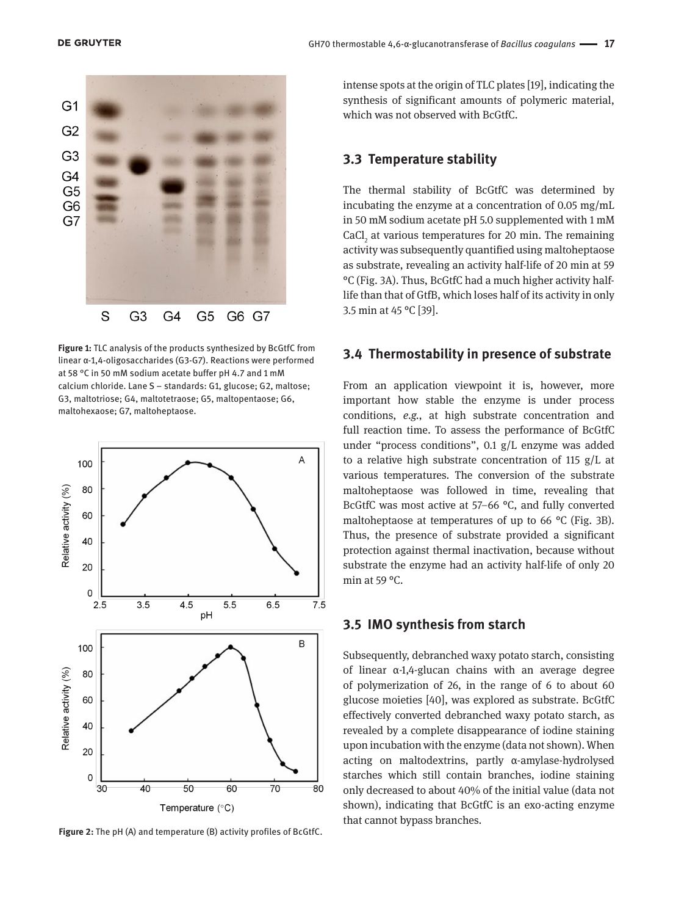intense spots at the origin of TLC plates [19], indicating the synthesis of significant amounts of polymeric material, which was not observed with BcGtfC.

**Figure 1:** TLC analysis of the products synthesized by BcGtfC from linear α-1,4-oligosaccharides (G3-G7). Reactions were performed at 58 °C in 50 mM sodium acetate buffer pH 4.7 and 1 mM calcium chloride. Lane S – standards: G1, glucose; G2, maltose; G3, maltotriose; G4, maltotetraose; G5, maltopentaose; G6, maltohexaose; G7, maltoheptaose.

**Figure 2:** The pH (A) and temperature (B) activity profiles of BcGtfC.

## 3.3 Temperature stability

The thermal stability of BcGtfC was determined by incubating the enzyme at a concentration of 0.05 mg/mL in 50 mM sodium acetate pH 5.0 supplemented with 1 mM $CaCl_2$ at various temperatures for 20 min. The remaining activity was subsequently quantified using maltoheptaose as substrate, revealing an activity half-life of 20 min at 59 °C (Fig. 3A). Thus, BcGtfC had a much higher activity half-life than that of GtfB, which loses half of its activity in only 3.5 min at 45 °C [39].

## 3.4 Thermostability in presence of substrate

From an application viewpoint it is, however, more important how stable the enzyme is under process conditions, *e.g.*, at high substrate concentration and full reaction time. To assess the performance of BcGtfC under "process conditions", 0.1 g/L enzyme was added to a relative high substrate concentration of 115 g/L at various temperatures. The conversion of the substrate maltoheptaose was followed in time, revealing that BcGtfC was most active at 57–66 °C, and fully converted maltoheptaose at temperatures of up to 66 °C (Fig. 3B). Thus, the presence of substrate provided a significant protection against thermal inactivation, because without substrate the enzyme had an activity half-life of only 20 min at 59 °C.

## 3.5 IMO synthesis from starch

Subsequently, debranched waxy potato starch, consisting of linear α-1,4-glucan chains with an average degree of polymerization of 26, in the range of 6 to about 60 glucose moieties [40], was explored as substrate. BcGtfC effectively converted debranched waxy potato starch, as revealed by a complete disappearance of iodine staining upon incubation with the enzyme (data not shown). When acting on maltodextrins, partly α-amylase-hydrolysed starches which still contain branches, iodine staining only decreased to about 40% of the initial value (data not shown), indicating that BcGtfC is an exo-acting enzyme that cannot bypass branches.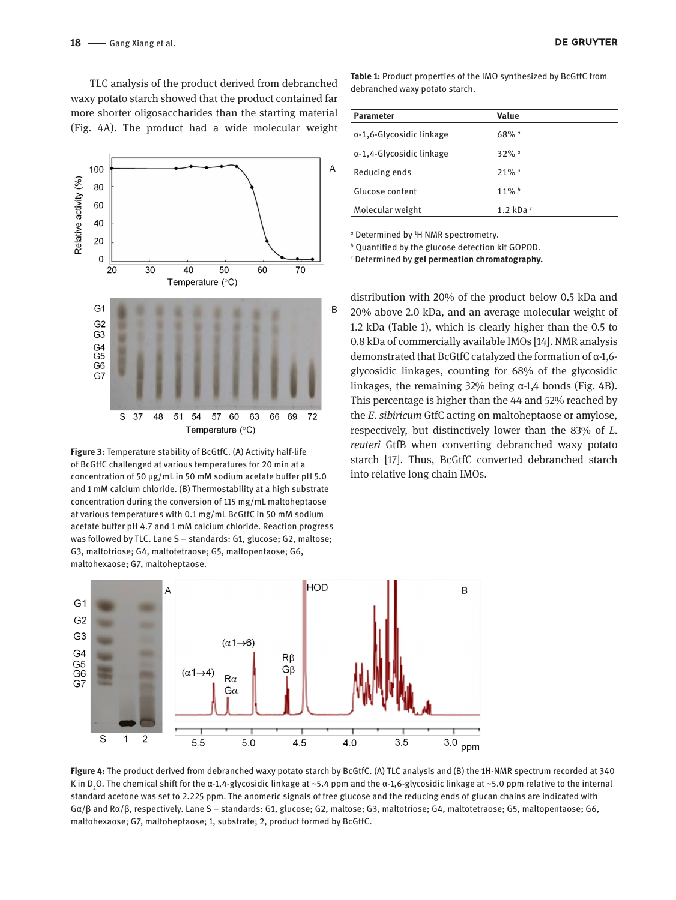TLC analysis of the product derived from debranched waxy potato starch showed that the product contained far more shorter oligosaccharides than the starting material (Fig. 4A). The product had a wide molecular weight distribution with 20% of the product below 0.5 kDa and 20% above 2.0 kDa, and an average molecular weight of 1.2 kDa (Table 1), which is clearly higher than the 0.5 to 0.8 kDa of commercially available IMOs [14]. NMR analysis demonstrated that BcGtfC catalyzed the formation of α-1,6-glycosidic linkages, counting for 68% of the glycosidic linkages, the remaining 32% being α-1,4 bonds (Fig. 4B). This percentage is higher than the 44 and 52% reached by the *E. sibiricum* GtfC acting on maltoheptaose or amylose, respectively, but distinctively lower than the 83% of *L. reuteri* GtfB when converting debranched waxy potato starch [17]. Thus, BcGtfC converted debranched starch into relative long chain IMOs.

**Figure 3:** Temperature stability of BcGtfC. (A) Activity half-life of BcGtfC challenged at various temperatures for 20 min at a concentration of 50 μg/mL in 50 mM sodium acetate buffer pH 5.0 and 1 mM calcium chloride. (B) Thermostability at a high substrate concentration during the conversion of 115 mg/mL maltoheptaose at various temperatures with 0.1 mg/mL BcGtfC in 50 mM sodium acetate buffer pH 4.7 and 1 mM calcium chloride. Reaction progress was followed by TLC. Lane S – standards: G1, glucose; G2, maltose; G3, maltotriose; G4, maltotetraose; G5, maltopentaose; G6, maltohexaose; G7, maltoheptaose.

**Table 1:** Product properties of the IMO synthesized by BcGtfC from debranched waxy potato starch.

| Parameter | Value |
|---|---|
| α-1,6-Glycosidic linkage | 68% [a] |
| α-1,4-Glycosidic linkage | 32% [a] |
| Reducing ends | 21% [a] |
| Glucose content | 11% [b] |
| Molecular weight | 1.2 kDa [c] |

[a] Determined by $^{1}$H NMR spectrometry.
[b] Quantified by the glucose detection kit GOPOD.
[c] Determined by **gel permeation chromatography.**

**Figure 4:** The product derived from debranched waxy potato starch by BcGtfC. (A) TLC analysis and (B) the 1H-NMR spectrum recorded at 340 K in $D_2O$. The chemical shift for the α-1,4-glycosidic linkage at ~5.4 ppm and the α-1,6-glycosidic linkage at ~5.0 ppm relative to the internal standard acetone was set to 2.225 ppm. The anomeric signals of free glucose and the reducing ends of glucan chains are indicated with Gα/β and Rα/β, respectively. Lane S – standards: G1, glucose; G2, maltose; G3, maltotriose; G4, maltotetraose; G5, maltopentaose; G6, maltohexaose; G7, maltoheptaose; 1, substrate; 2, product formed by BcGtfC.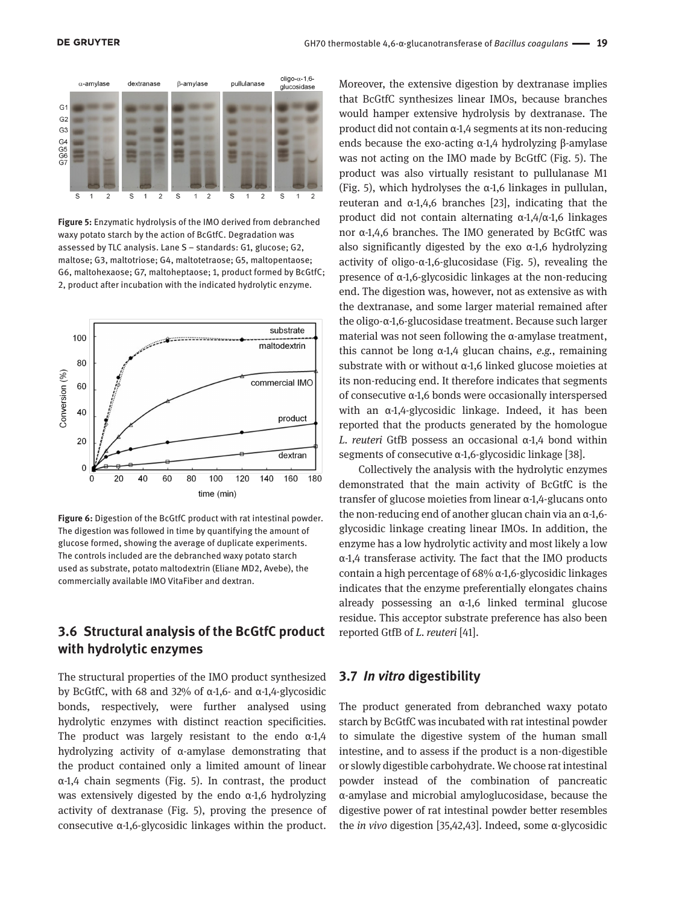**Figure 5:** Enzymatic hydrolysis of the IMO derived from debranched waxy potato starch by the action of BcGtfC. Degradation was assessed by TLC analysis. Lane S – standards: G1, glucose; G2, maltose; G3, maltotriose; G4, maltotetraose; G5, maltopentaose; G6, maltohexaose; G7, maltoheptaose; 1, product formed by BcGtfC; 2, product after incubation with the indicated hydrolytic enzyme.

**Figure 6:** Digestion of the BcGtfC product with rat intestinal powder. The digestion was followed in time by quantifying the amount of glucose formed, showing the average of duplicate experiments. The controls included are the debranched waxy potato starch used as substrate, potato maltodextrin (Eliane MD2, Avebe), the commercially available IMO VitaFiber and dextran.

## 3.6 Structural analysis of the BcGtfC product with hydrolytic enzymes

The structural properties of the IMO product synthesized by BcGtfC, with 68 and 32% of α-1,6- and α-1,4-glycosidic bonds, respectively, were further analysed using hydrolytic enzymes with distinct reaction specificities. The product was largely resistant to the endo α-1,4 hydrolyzing activity of α-amylase demonstrating that the product contained only a limited amount of linear α-1,4 chain segments (Fig. 5). In contrast, the product was extensively digested by the endo α-1,6 hydrolyzing activity of dextranase (Fig. 5), proving the presence of consecutive α-1,6-glycosidic linkages within the product. Moreover, the extensive digestion by dextranase implies that BcGtfC synthesizes linear IMOs, because branches would hamper extensive hydrolysis by dextranase. The product did not contain α-1,4 segments at its non-reducing ends because the exo-acting α-1,4 hydrolyzing β-amylase was not acting on the IMO made by BcGtfC (Fig. 5). The product was also virtually resistant to pullulanase M1 (Fig. 5), which hydrolyses the α-1,6 linkages in pullulan, reuteran and α-1,4,6 branches [23], indicating that the product did not contain alternating α-1,4/α-1,6 linkages nor α-1,4,6 branches. The IMO generated by BcGtfC was also significantly digested by the exo α-1,6 hydrolyzing activity of oligo-α-1,6-glucosidase (Fig. 5), revealing the presence of α-1,6-glycosidic linkages at the non-reducing end. The digestion was, however, not as extensive as with the dextranase, and some larger material remained after the oligo-α-1,6-glucosidase treatment. Because such larger material was not seen following the α-amylase treatment, this cannot be long α-1,4 glucan chains, *e.g.*, remaining substrate with or without α-1,6 linked glucose moieties at its non-reducing end. It therefore indicates that segments of consecutive α-1,6 bonds were occasionally interspersed with an α-1,4-glycosidic linkage. Indeed, it has been reported that the products generated by the homologue *L. reuteri* GtfB possess an occasional α-1,4 bond within segments of consecutive α-1,6-glycosidic linkage [38].

Collectively the analysis with the hydrolytic enzymes demonstrated that the main activity of BcGtfC is the transfer of glucose moieties from linear α-1,4-glucans onto the non-reducing end of another glucan chain via an α-1,6-glycosidic linkage creating linear IMOs. In addition, the enzyme has a low hydrolytic activity and most likely a low α-1,4 transferase activity. The fact that the IMO products contain a high percentage of 68% α-1,6-glycosidic linkages indicates that the enzyme preferentially elongates chains already possessing an α-1,6 linked terminal glucose residue. This acceptor substrate preference has also been reported GtfB of *L. reuteri* [41].

## 3.7 *In vitro* digestibility

The product generated from debranched waxy potato starch by BcGtfC was incubated with rat intestinal powder to simulate the digestive system of the human small intestine, and to assess if the product is a non-digestible or slowly digestible carbohydrate. We choose rat intestinal powder instead of the combination of pancreatic α-amylase and microbial amyloglucosidase, because the digestive power of rat intestinal powder better resembles the *in vivo* digestion [35,42,43]. Indeed, some α-glycosidic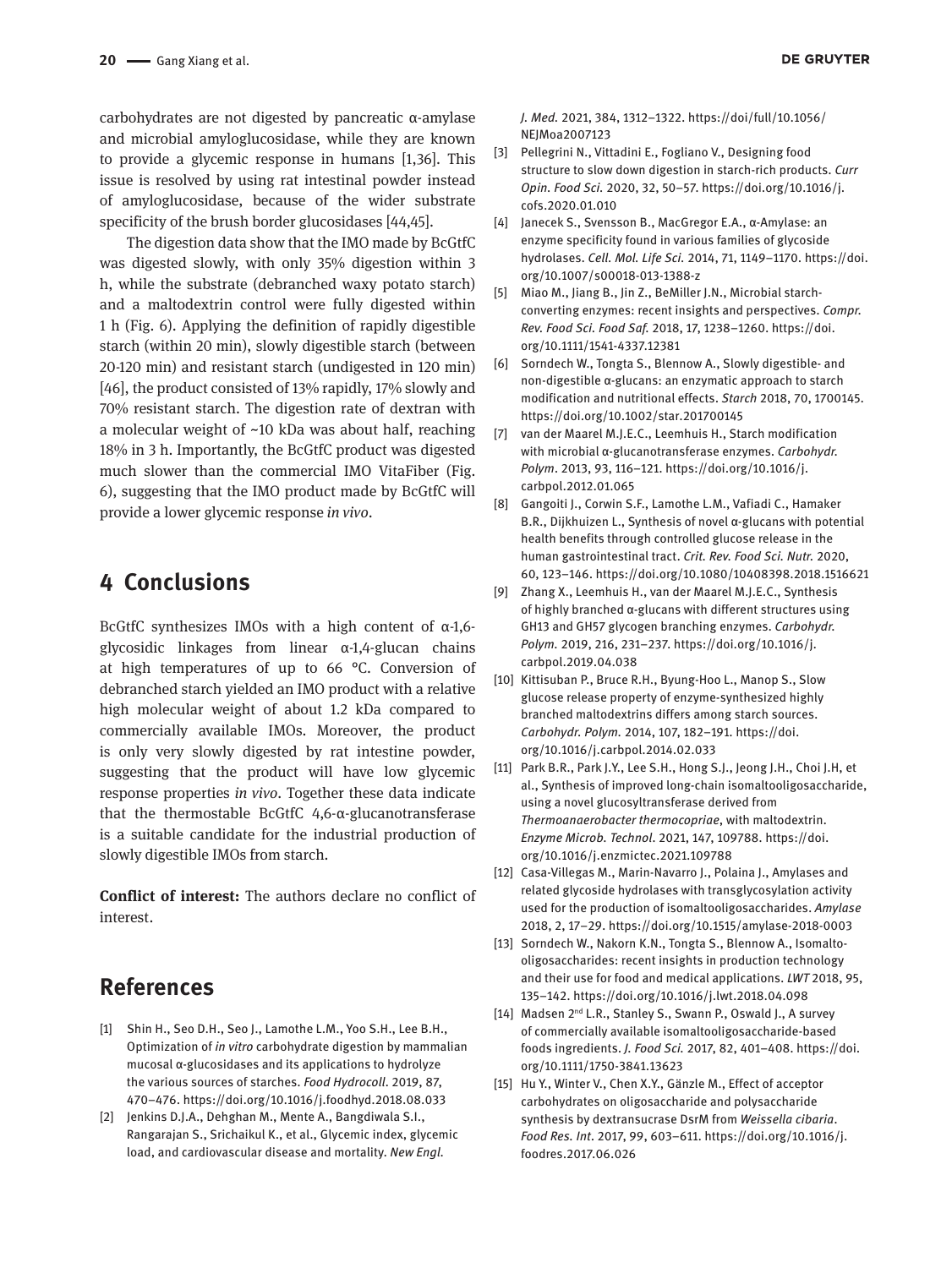carbohydrates are not digested by pancreatic α-amylase and microbial amyloglucosidase, while they are known to provide a glycemic response in humans [1,36]. This issue is resolved by using rat intestinal powder instead of amyloglucosidase, because of the wider substrate specificity of the brush border glucosidases [44,45].

The digestion data show that the IMO made by BcGtfC was digested slowly, with only 35% digestion within 3 h, while the substrate (debranched waxy potato starch) and a maltodextrin control were fully digested within 1 h (Fig. 6). Applying the definition of rapidly digestible starch (within 20 min), slowly digestible starch (between 20-120 min) and resistant starch (undigested in 120 min) [46], the product consisted of 13% rapidly, 17% slowly and 70% resistant starch. The digestion rate of dextran with a molecular weight of ~10 kDa was about half, reaching 18% in 3 h. Importantly, the BcGtfC product was digested much slower than the commercial IMO VitaFiber (Fig. 6), suggesting that the IMO product made by BcGtfC will provide a lower glycemic response *in vivo*.

## 4 Conclusions

BcGtfC synthesizes IMOs with a high content of α-1,6-glycosidic linkages from linear α-1,4-glucan chains at high temperatures of up to 66 °C. Conversion of debranched starch yielded an IMO product with a relative high molecular weight of about 1.2 kDa compared to commercially available IMOs. Moreover, the product is only very slowly digested by rat intestine powder, suggesting that the product will have low glycemic response properties *in vivo*. Together these data indicate that the thermostable BcGtfC 4,6-α-glucanotransferase is a suitable candidate for the industrial production of slowly digestible IMOs from starch.

**Conflict of interest:** The authors declare no conflict of interest.

## References

[1] Shin H., Seo D.H., Seo J., Lamothe L.M., Yoo S.H., Lee B.H., Optimization of *in vitro* carbohydrate digestion by mammalian mucosal α-glucosidases and its applications to hydrolyze the various sources of starches. *Food Hydrocoll*. 2019, 87, 470–476. https://doi.org/10.1016/j.foodhyd.2018.08.033

[2] Jenkins D.J.A., Dehghan M., Mente A., Bangdiwala S.I., Rangarajan S., Srichaikul K., et al., Glycemic index, glycemic load, and cardiovascular disease and mortality. *New Engl. J. Med.* 2021, 384, 1312–1322. https://doi/full/10.1056/NEJMoa2007123

[3] Pellegrini N., Vittadini E., Fogliano V., Designing food structure to slow down digestion in starch-rich products. *Curr Opin. Food Sci.* 2020, 32, 50–57. https://doi.org/10.1016/j.cofs.2020.01.010

[4] Janecek S., Svensson B., MacGregor E.A., α-Amylase: an enzyme specificity found in various families of glycoside hydrolases. *Cell. Mol. Life Sci.* 2014, 71, 1149–1170. https://doi.org/10.1007/s00018-013-1388-z

[5] Miao M., Jiang B., Jin Z., BeMiller J.N., Microbial starch-converting enzymes: recent insights and perspectives. *Compr. Rev. Food Sci. Food Saf.* 2018, 17, 1238–1260. https://doi.org/10.1111/1541-4337.12381

[6] Sorndech W., Tongta S., Blennow A., Slowly digestible- and non-digestible α-glucans: an enzymatic approach to starch modification and nutritional effects. *Starch* 2018, 70, 1700145. https://doi.org/10.1002/star.201700145

[7] van der Maarel M.J.E.C., Leemhuis H., Starch modification with microbial α-glucanotransferase enzymes. *Carbohydr. Polym*. 2013, 93, 116–121. https://doi.org/10.1016/j.carbpol.2012.01.065

[8] Gangoiti J., Corwin S.F., Lamothe L.M., Vafiadi C., Hamaker B.R., Dijkhuizen L., Synthesis of novel α-glucans with potential health benefits through controlled glucose release in the human gastrointestinal tract. *Crit. Rev. Food Sci. Nutr.* 2020, 60, 123–146. https://doi.org/10.1080/10408398.2018.1516621

[9] Zhang X., Leemhuis H., van der Maarel M.J.E.C., Synthesis of highly branched α-glucans with different structures using GH13 and GH57 glycogen branching enzymes. *Carbohydr. Polym.* 2019, 216, 231–237. https://doi.org/10.1016/j.carbpol.2019.04.038

[10] Kittisuban P., Bruce R.H., Byung-Hoo L., Manop S., Slow glucose release property of enzyme-synthesized highly branched maltodextrins differs among starch sources. *Carbohydr. Polym.* 2014, 107, 182–191. https://doi.org/10.1016/j.carbpol.2014.02.033

[11] Park B.R., Park J.Y., Lee S.H., Hong S.J., Jeong J.H., Choi J.H, et al., Synthesis of improved long-chain isomaltooligosaccharide, using a novel glucosyltransferase derived from *Thermoanaerobacter thermocopriae*, with maltodextrin. *Enzyme Microb. Technol*. 2021, 147, 109788. https://doi.org/10.1016/j.enzmictec.2021.109788

[12] Casa-Villegas M., Marin-Navarro J., Polaina J., Amylases and related glycoside hydrolases with transglycosylation activity used for the production of isomaltooligosaccharides. *Amylase* 2018, 2, 17–29. https://doi.org/10.1515/amylase-2018-0003

[13] Sorndech W., Nakorn K.N., Tongta S., Blennow A., Isomalto-oligosaccharides: recent insights in production technology and their use for food and medical applications. *LWT* 2018, 95, 135–142. https://doi.org/10.1016/j.lwt.2018.04.098

[14] Madsen 2nd L.R., Stanley S., Swann P., Oswald J., A survey of commercially available isomaltooligosaccharide-based foods ingredients. *J. Food Sci.* 2017, 82, 401–408. https://doi.org/10.1111/1750-3841.13623

[15] Hu Y., Winter V., Chen X.Y., Gänzle M., Effect of acceptor carbohydrates on oligosaccharide and polysaccharide synthesis by dextransucrase DsrM from *Weissella cibaria*. *Food Res. Int*. 2017, 99, 603–611. https://doi.org/10.1016/j.foodres.2017.06.026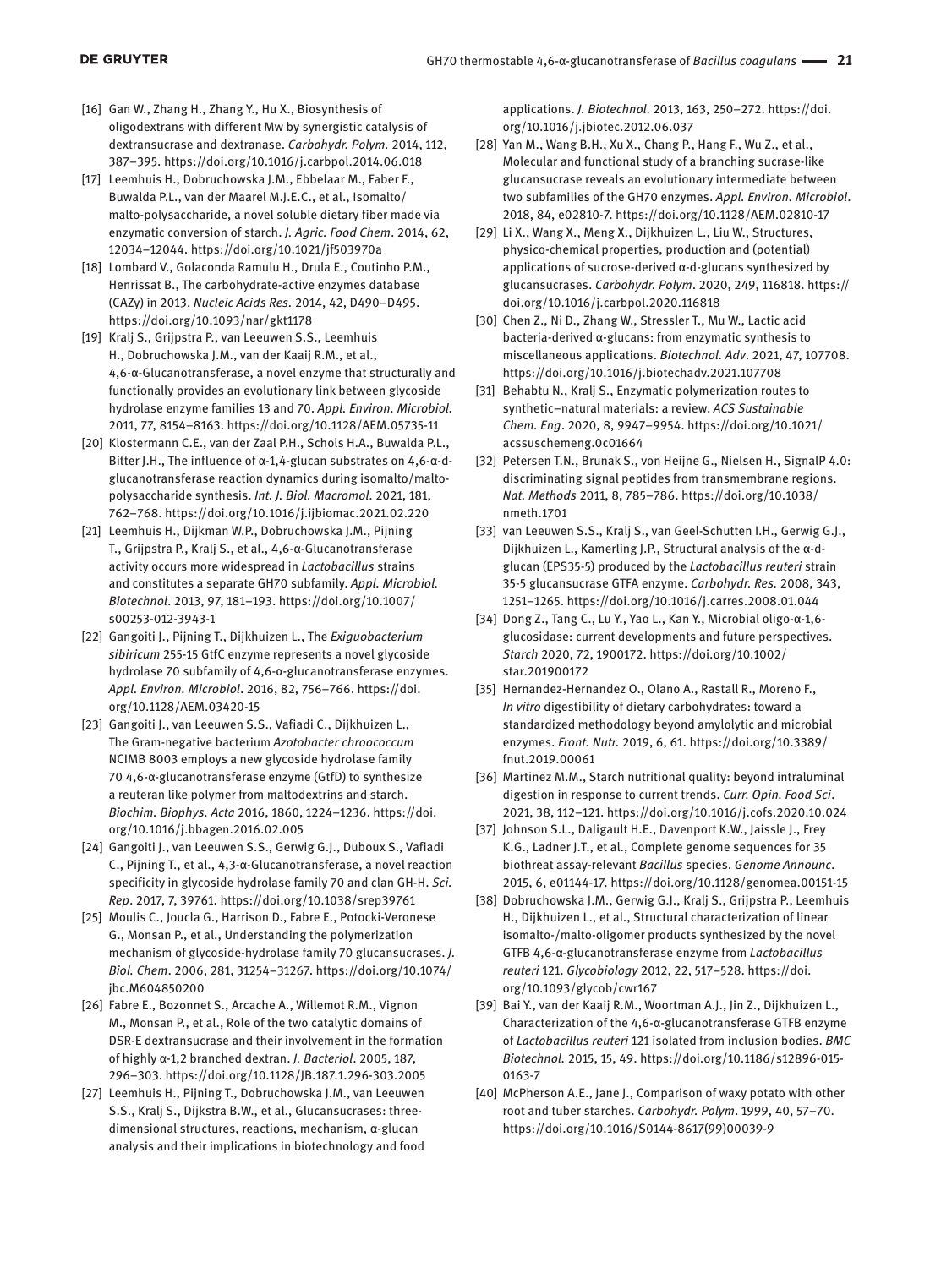[16] Gan W., Zhang H., Zhang Y., Hu X., Biosynthesis of oligodextrans with different Mw by synergistic catalysis of dextransucrase and dextranase. *Carbohydr. Polym.* 2014, 112, 387–395. https://doi.org/10.1016/j.carbpol.2014.06.018

[17] Leemhuis H., Dobruchowska J.M., Ebbelaar M., Faber F., Buwalda P.L., van der Maarel M.J.E.C., et al., Isomalto/malto-polysaccharide, a novel soluble dietary fiber made via enzymatic conversion of starch. *J. Agric. Food Chem.* 2014, 62, 12034–12044. https://doi.org/10.1021/jf503970a

[18] Lombard V., Golaconda Ramulu H., Drula E., Coutinho P.M., Henrissat B., The carbohydrate-active enzymes database (CAZy) in 2013. *Nucleic Acids Res.* 2014, 42, D490–D495. https://doi.org/10.1093/nar/gkt1178

[19] Kralj S., Grijpstra P., van Leeuwen S.S., Leemhuis H., Dobruchowska J.M., van der Kaaij R.M., et al., 4,6-α-Glucanotransferase, a novel enzyme that structurally and functionally provides an evolutionary link between glycoside hydrolase enzyme families 13 and 70. *Appl. Environ. Microbiol.* 2011, 77, 8154–8163. https://doi.org/10.1128/AEM.05735-11

[20] Klostermann C.E., van der Zaal P.H., Schols H.A., Buwalda P.L., Bitter J.H., The influence of α-1,4-glucan substrates on 4,6-α-d-glucanotransferase reaction dynamics during isomalto/malto-polysaccharide synthesis. *Int. J. Biol. Macromol.* 2021, 181, 762–768. https://doi.org/10.1016/j.ijbiomac.2021.02.220

[21] Leemhuis H., Dijkman W.P., Dobruchowska J.M., Pijning T., Grijpstra P., Kralj S., et al., 4,6-α-Glucanotransferase activity occurs more widespread in *Lactobacillus* strains and constitutes a separate GH70 subfamily. *Appl. Microbiol. Biotechnol.* 2013, 97, 181–193. https://doi.org/10.1007/s00253-012-3943-1

[22] Gangoiti J., Pijning T., Dijkhuizen L., The *Exiguobacterium sibiricum* 255-15 GtfC enzyme represents a novel glycoside hydrolase 70 subfamily of 4,6-α-glucanotransferase enzymes. *Appl. Environ. Microbiol.* 2016, 82, 756–766. https://doi.org/10.1128/AEM.03420-15

[23] Gangoiti J., van Leeuwen S.S., Vafiadi C., Dijkhuizen L., The Gram-negative bacterium *Azotobacter chroococcum* NCIMB 8003 employs a new glycoside hydrolase family 70 4,6-α-glucanotransferase enzyme (GtfD) to synthesize a reuteran like polymer from maltodextrins and starch. *Biochim. Biophys. Acta* 2016, 1860, 1224–1236. https://doi.org/10.1016/j.bbagen.2016.02.005

[24] Gangoiti J., van Leeuwen S.S., Gerwig G.J., Duboux S., Vafiadi C., Pijning T., et al., 4,3-α-Glucanotransferase, a novel reaction specificity in glycoside hydrolase family 70 and clan GH-H. *Sci. Rep.* 2017, 7, 39761. https://doi.org/10.1038/srep39761

[25] Moulis C., Joucla G., Harrison D., Fabre E., Potocki-Veronese G., Monsan P., et al., Understanding the polymerization mechanism of glycoside-hydrolase family 70 glucansucrases. *J. Biol. Chem.* 2006, 281, 31254–31267. https://doi.org/10.1074/jbc.M604850200

[26] Fabre E., Bozonnet S., Arcache A., Willemot R.M., Vignon M., Monsan P., et al., Role of the two catalytic domains of DSR-E dextransucrase and their involvement in the formation of highly α-1,2 branched dextran. *J. Bacteriol.* 2005, 187, 296–303. https://doi.org/10.1128/JB.187.1.296-303.2005

[27] Leemhuis H., Pijning T., Dobruchowska J.M., van Leeuwen S.S., Kralj S., Dijkstra B.W., et al., Glucansucrases: three-dimensional structures, reactions, mechanism, α-glucan analysis and their implications in biotechnology and food applications. *J. Biotechnol.* 2013, 163, 250–272. https://doi.org/10.1016/j.jbiotec.2012.06.037

[28] Yan M., Wang B.H., Xu X., Chang P., Hang F., Wu Z., et al., Molecular and functional study of a branching sucrase-like glucansucrase reveals an evolutionary intermediate between two subfamilies of the GH70 enzymes. *Appl. Environ. Microbiol.* 2018, 84, e02810-7. https://doi.org/10.1128/AEM.02810-17

[29] Li X., Wang X., Meng X., Dijkhuizen L., Liu W., Structures, physico-chemical properties, production and (potential) applications of sucrose-derived α-d-glucans synthesized by glucansucrases. *Carbohydr. Polym.* 2020, 249, 116818. https://doi.org/10.1016/j.carbpol.2020.116818

[30] Chen Z., Ni D., Zhang W., Stressler T., Mu W., Lactic acid bacteria-derived α-glucans: from enzymatic synthesis to miscellaneous applications. *Biotechnol. Adv.* 2021, 47, 107708. https://doi.org/10.1016/j.biotechadv.2021.107708

[31] Behabtu N., Kralj S., Enzymatic polymerization routes to synthetic–natural materials: a review. *ACS Sustainable Chem. Eng.* 2020, 8, 9947–9954. https://doi.org/10.1021/acssuschemeng.0c01664

[32] Petersen T.N., Brunak S., von Heijne G., Nielsen H., SignalP 4.0: discriminating signal peptides from transmembrane regions. *Nat. Methods* 2011, 8, 785–786. https://doi.org/10.1038/nmeth.1701

[33] van Leeuwen S.S., Kralj S., van Geel-Schutten I.H., Gerwig G.J., Dijkhuizen L., Kamerling J.P., Structural analysis of the α-d-glucan (EPS35-5) produced by the *Lactobacillus reuteri* strain 35-5 glucansucrase GTFA enzyme. *Carbohydr. Res.* 2008, 343, 1251–1265. https://doi.org/10.1016/j.carres.2008.01.044

[34] Dong Z., Tang C., Lu Y., Yao L., Kan Y., Microbial oligo-α-1,6-glucosidase: current developments and future perspectives. *Starch* 2020, 72, 1900172. https://doi.org/10.1002/star.201900172

[35] Hernandez-Hernandez O., Olano A., Rastall R., Moreno F., *In vitro* digestibility of dietary carbohydrates: toward a standardized methodology beyond amylolytic and microbial enzymes. *Front. Nutr.* 2019, 6, 61. https://doi.org/10.3389/fnut.2019.00061

[36] Martinez M.M., Starch nutritional quality: beyond intraluminal digestion in response to current trends. *Curr. Opin. Food Sci.* 2021, 38, 112–121. https://doi.org/10.1016/j.cofs.2020.10.024

[37] Johnson S.L., Daligault H.E., Davenport K.W., Jaissle J., Frey K.G., Ladner J.T., et al., Complete genome sequences for 35 biothreat assay-relevant *Bacillus* species. *Genome Announc.* 2015, 6, e01144-17. https://doi.org/10.1128/genomea.00151-15

[38] Dobruchowska J.M., Gerwig G.J., Kralj S., Grijpstra P., Leemhuis H., Dijkhuizen L., et al., Structural characterization of linear isomalto-/malto-oligomer products synthesized by the novel GTFB 4,6-α-glucanotransferase enzyme from *Lactobacillus reuteri* 121. *Glycobiology* 2012, 22, 517–528. https://doi.org/10.1093/glycob/cwr167

[39] Bai Y., van der Kaaij R.M., Woortman A.J., Jin Z., Dijkhuizen L., Characterization of the 4,6-α-glucanotransferase GTFB enzyme of *Lactobacillus reuteri* 121 isolated from inclusion bodies. *BMC Biotechnol.* 2015, 15, 49. https://doi.org/10.1186/s12896-015-0163-7

[40] McPherson A.E., Jane J., Comparison of waxy potato with other root and tuber starches. *Carbohydr. Polym.* 1999, 40, 57–70. https://doi.org/10.1016/S0144-8617(99)00039-9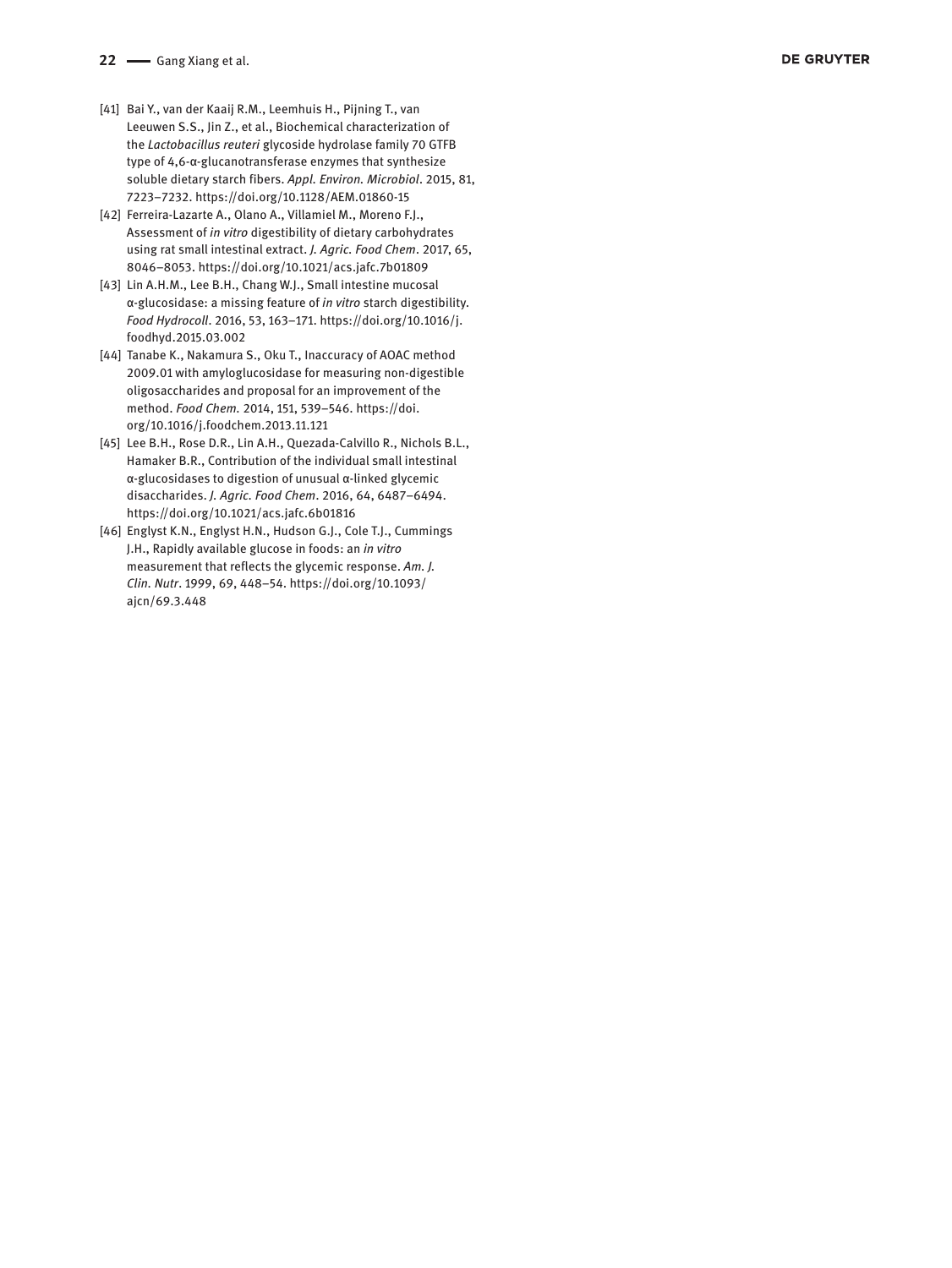[41] Bai Y., van der Kaaij R.M., Leemhuis H., Pijning T., van Leeuwen S.S., Jin Z., et al., Biochemical characterization of the *Lactobacillus reuteri* glycoside hydrolase family 70 GTFB type of 4,6-α-glucanotransferase enzymes that synthesize soluble dietary starch fibers. *Appl. Environ. Microbiol*. 2015, 81, 7223–7232. https://doi.org/10.1128/AEM.01860-15

[42] Ferreira-Lazarte A., Olano A., Villamiel M., Moreno F.J., Assessment of *in vitro* digestibility of dietary carbohydrates using rat small intestinal extract. *J. Agric. Food Chem*. 2017, 65, 8046–8053. https://doi.org/10.1021/acs.jafc.7b01809

[43] Lin A.H.M., Lee B.H., Chang W.J., Small intestine mucosal α-glucosidase: a missing feature of *in vitro* starch digestibility. *Food Hydrocoll*. 2016, 53, 163–171. https://doi.org/10.1016/j.foodhyd.2015.03.002

[44] Tanabe K., Nakamura S., Oku T., Inaccuracy of AOAC method 2009.01 with amyloglucosidase for measuring non-digestible oligosaccharides and proposal for an improvement of the method. *Food Chem.* 2014, 151, 539–546. https://doi.org/10.1016/j.foodchem.2013.11.121

[45] Lee B.H., Rose D.R., Lin A.H., Quezada-Calvillo R., Nichols B.L., Hamaker B.R., Contribution of the individual small intestinal α-glucosidases to digestion of unusual α-linked glycemic disaccharides. *J. Agric. Food Chem*. 2016, 64, 6487–6494. https://doi.org/10.1021/acs.jafc.6b01816

[46] Englyst K.N., Englyst H.N., Hudson G.J., Cole T.J., Cummings J.H., Rapidly available glucose in foods: an *in vitro* measurement that reflects the glycemic response. *Am. J. Clin. Nutr*. 1999, 69, 448–54. https://doi.org/10.1093/ajcn/69.3.448